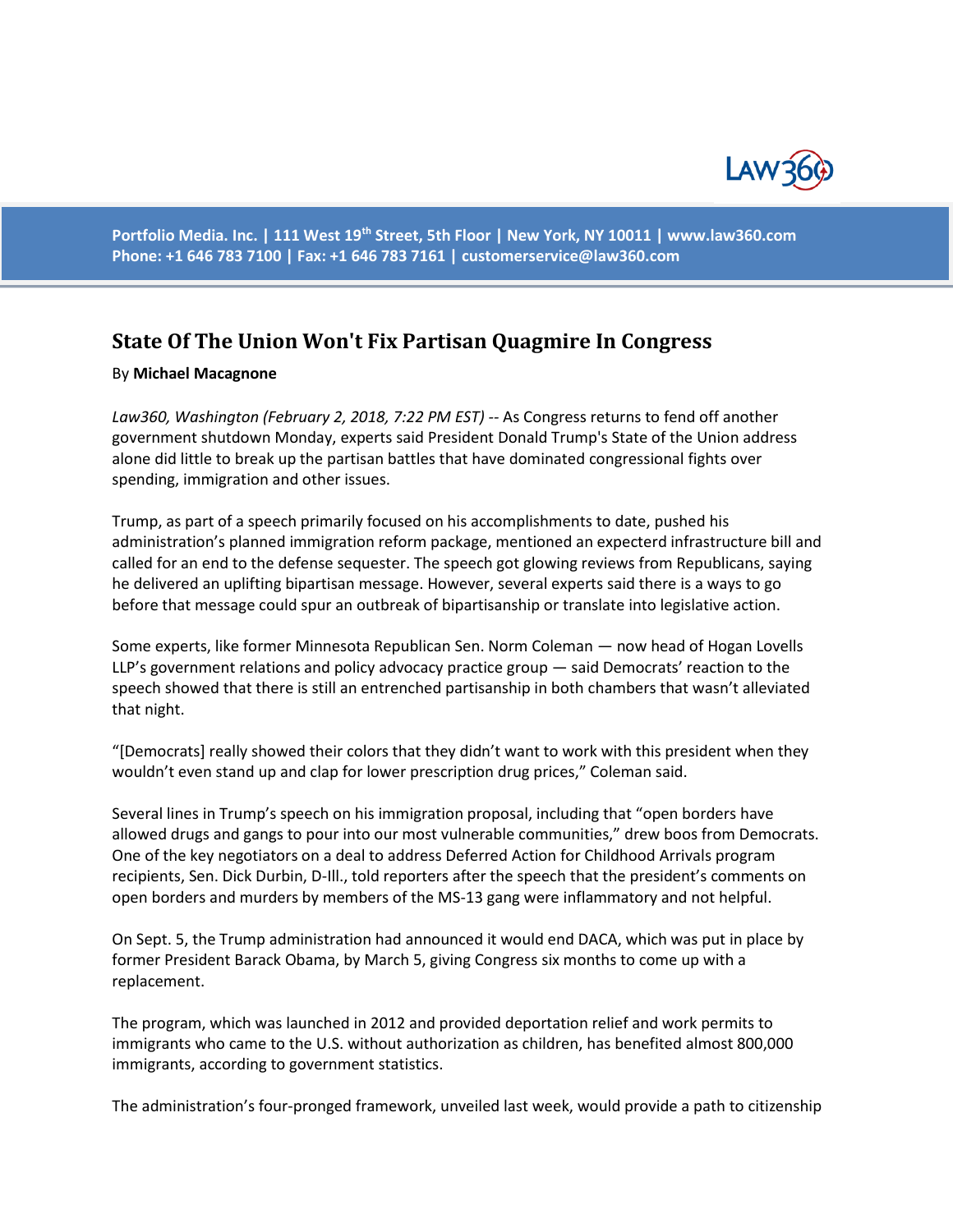Portfolio Media. Inc. | 111 West 19th Street, 5th Floor | New York, NY 10011 | www.law360.com
Phone: +1 646 783 7100 | Fax: +1 646 783 7161 | customerservice@law360.com

# State Of The Union Won't Fix Partisan Quagmire In Congress

By **Michael Macagnone**

*Law360, Washington (February 2, 2018, 7:22 PM EST)* -- As Congress returns to fend off another government shutdown Monday, experts said President Donald Trump's State of the Union address alone did little to break up the partisan battles that have dominated congressional fights over spending, immigration and other issues.

Trump, as part of a speech primarily focused on his accomplishments to date, pushed his administration's planned immigration reform package, mentioned an expecterd infrastructure bill and called for an end to the defense sequester. The speech got glowing reviews from Republicans, saying he delivered an uplifting bipartisan message. However, several experts said there is a ways to go before that message could spur an outbreak of bipartisanship or translate into legislative action.

Some experts, like former Minnesota Republican Sen. Norm Coleman — now head of Hogan Lovells LLP's government relations and policy advocacy practice group — said Democrats' reaction to the speech showed that there is still an entrenched partisanship in both chambers that wasn't alleviated that night.

"[Democrats] really showed their colors that they didn't want to work with this president when they wouldn't even stand up and clap for lower prescription drug prices," Coleman said.

Several lines in Trump's speech on his immigration proposal, including that "open borders have allowed drugs and gangs to pour into our most vulnerable communities," drew boos from Democrats. One of the key negotiators on a deal to address Deferred Action for Childhood Arrivals program recipients, Sen. Dick Durbin, D-Ill., told reporters after the speech that the president's comments on open borders and murders by members of the MS-13 gang were inflammatory and not helpful.

On Sept. 5, the Trump administration had announced it would end DACA, which was put in place by former President Barack Obama, by March 5, giving Congress six months to come up with a replacement.

The program, which was launched in 2012 and provided deportation relief and work permits to immigrants who came to the U.S. without authorization as children, has benefited almost 800,000 immigrants, according to government statistics.

The administration's four-pronged framework, unveiled last week, would provide a path to citizenship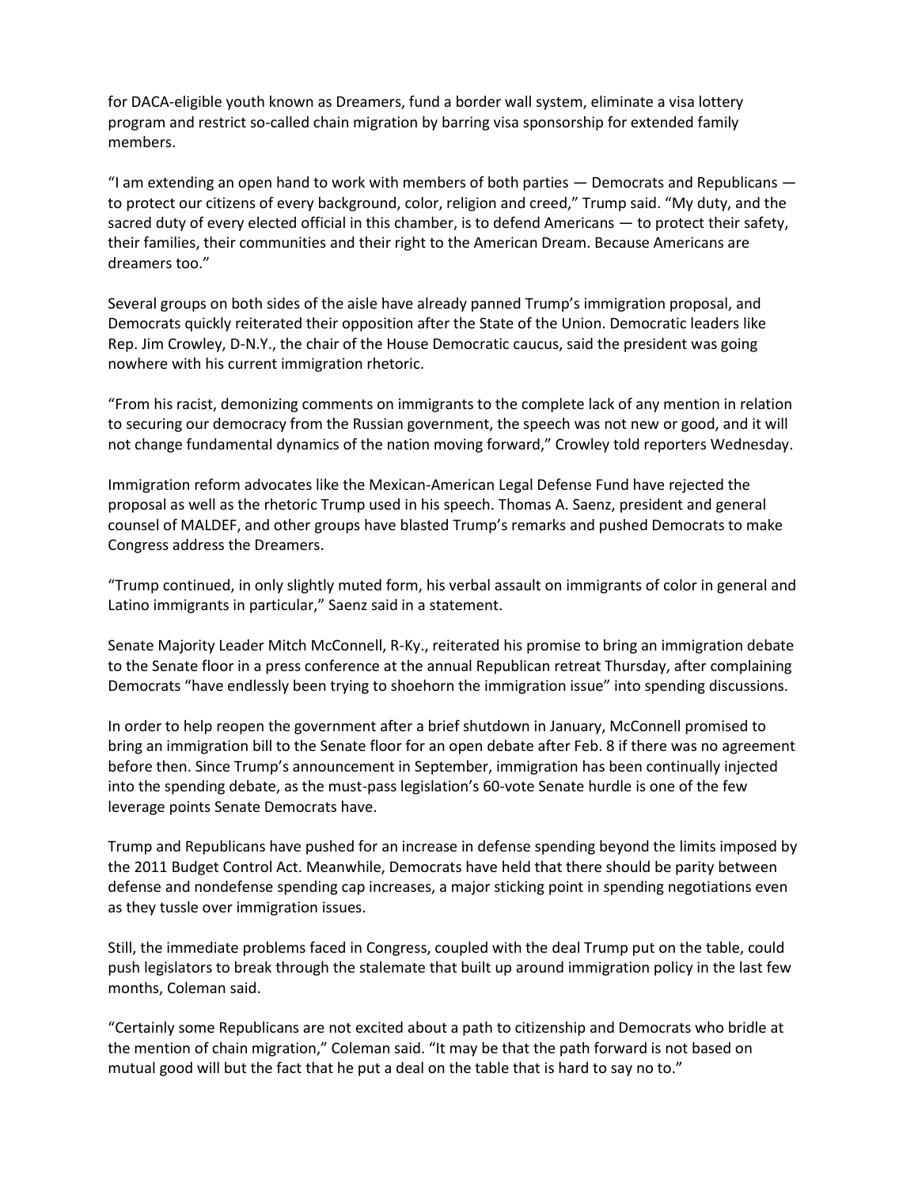for DACA-eligible youth known as Dreamers, fund a border wall system, eliminate a visa lottery program and restrict so-called chain migration by barring visa sponsorship for extended family members.

"I am extending an open hand to work with members of both parties — Democrats and Republicans — to protect our citizens of every background, color, religion and creed," Trump said. "My duty, and the sacred duty of every elected official in this chamber, is to defend Americans — to protect their safety, their families, their communities and their right to the American Dream. Because Americans are dreamers too."

Several groups on both sides of the aisle have already panned Trump's immigration proposal, and Democrats quickly reiterated their opposition after the State of the Union. Democratic leaders like Rep. Jim Crowley, D-N.Y., the chair of the House Democratic caucus, said the president was going nowhere with his current immigration rhetoric.

"From his racist, demonizing comments on immigrants to the complete lack of any mention in relation to securing our democracy from the Russian government, the speech was not new or good, and it will not change fundamental dynamics of the nation moving forward," Crowley told reporters Wednesday.

Immigration reform advocates like the Mexican-American Legal Defense Fund have rejected the proposal as well as the rhetoric Trump used in his speech. Thomas A. Saenz, president and general counsel of MALDEF, and other groups have blasted Trump's remarks and pushed Democrats to make Congress address the Dreamers.

"Trump continued, in only slightly muted form, his verbal assault on immigrants of color in general and Latino immigrants in particular," Saenz said in a statement.

Senate Majority Leader Mitch McConnell, R-Ky., reiterated his promise to bring an immigration debate to the Senate floor in a press conference at the annual Republican retreat Thursday, after complaining Democrats "have endlessly been trying to shoehorn the immigration issue" into spending discussions.

In order to help reopen the government after a brief shutdown in January, McConnell promised to bring an immigration bill to the Senate floor for an open debate after Feb. 8 if there was no agreement before then. Since Trump's announcement in September, immigration has been continually injected into the spending debate, as the must-pass legislation's 60-vote Senate hurdle is one of the few leverage points Senate Democrats have.

Trump and Republicans have pushed for an increase in defense spending beyond the limits imposed by the 2011 Budget Control Act. Meanwhile, Democrats have held that there should be parity between defense and nondefense spending cap increases, a major sticking point in spending negotiations even as they tussle over immigration issues.

Still, the immediate problems faced in Congress, coupled with the deal Trump put on the table, could push legislators to break through the stalemate that built up around immigration policy in the last few months, Coleman said.

"Certainly some Republicans are not excited about a path to citizenship and Democrats who bridle at the mention of chain migration," Coleman said. "It may be that the path forward is not based on mutual good will but the fact that he put a deal on the table that is hard to say no to."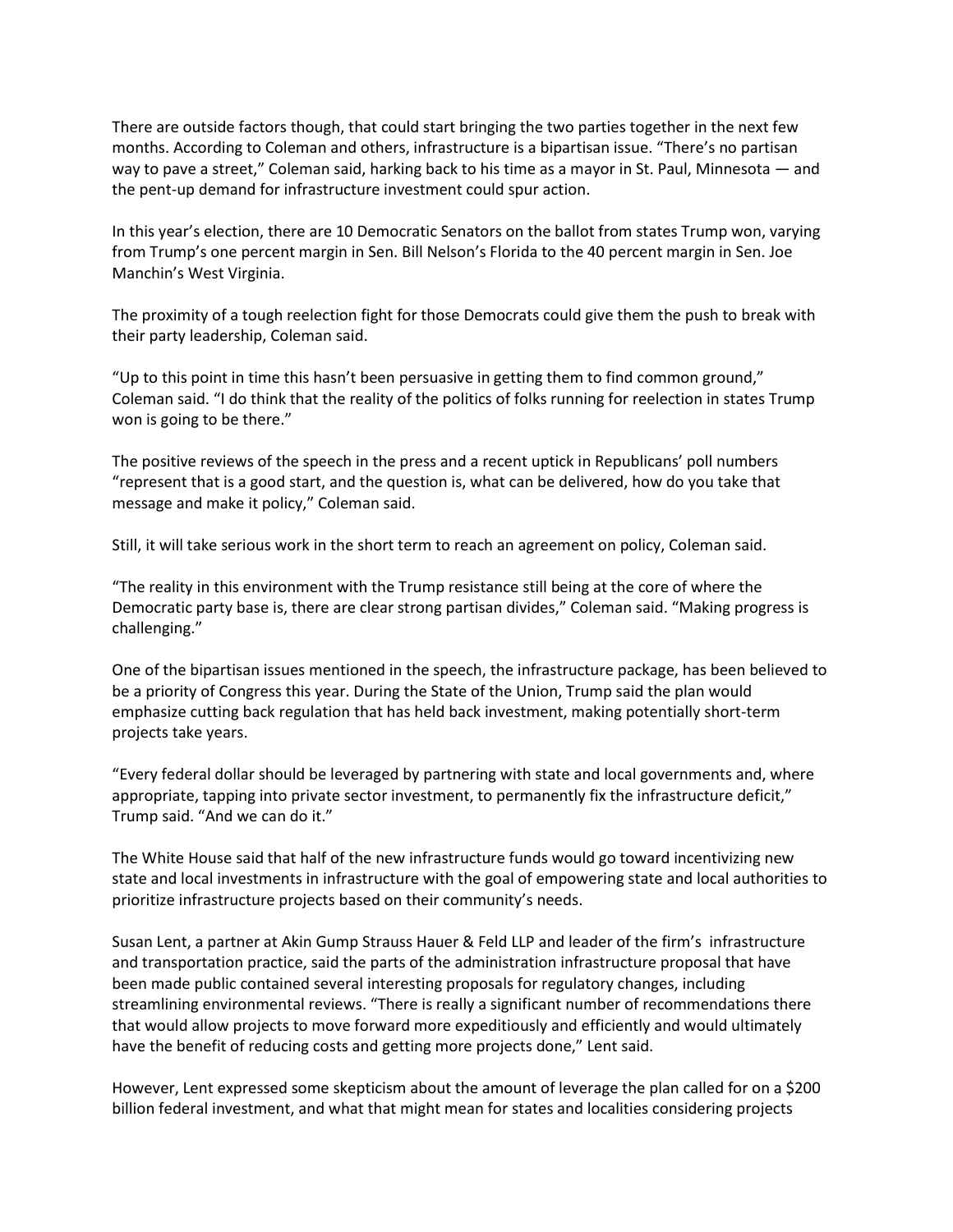There are outside factors though, that could start bringing the two parties together in the next few months. According to Coleman and others, infrastructure is a bipartisan issue. "There's no partisan way to pave a street," Coleman said, harking back to his time as a mayor in St. Paul, Minnesota — and the pent-up demand for infrastructure investment could spur action.

In this year's election, there are 10 Democratic Senators on the ballot from states Trump won, varying from Trump's one percent margin in Sen. Bill Nelson's Florida to the 40 percent margin in Sen. Joe Manchin's West Virginia.

The proximity of a tough reelection fight for those Democrats could give them the push to break with their party leadership, Coleman said.

"Up to this point in time this hasn't been persuasive in getting them to find common ground," Coleman said. "I do think that the reality of the politics of folks running for reelection in states Trump won is going to be there."

The positive reviews of the speech in the press and a recent uptick in Republicans' poll numbers "represent that is a good start, and the question is, what can be delivered, how do you take that message and make it policy," Coleman said.

Still, it will take serious work in the short term to reach an agreement on policy, Coleman said.

"The reality in this environment with the Trump resistance still being at the core of where the Democratic party base is, there are clear strong partisan divides," Coleman said. "Making progress is challenging."

One of the bipartisan issues mentioned in the speech, the infrastructure package, has been believed to be a priority of Congress this year. During the State of the Union, Trump said the plan would emphasize cutting back regulation that has held back investment, making potentially short-term projects take years.

"Every federal dollar should be leveraged by partnering with state and local governments and, where appropriate, tapping into private sector investment, to permanently fix the infrastructure deficit," Trump said. "And we can do it."

The White House said that half of the new infrastructure funds would go toward incentivizing new state and local investments in infrastructure with the goal of empowering state and local authorities to prioritize infrastructure projects based on their community's needs.

Susan Lent, a partner at Akin Gump Strauss Hauer & Feld LLP and leader of the firm's infrastructure and transportation practice, said the parts of the administration infrastructure proposal that have been made public contained several interesting proposals for regulatory changes, including streamlining environmental reviews. "There is really a significant number of recommendations there that would allow projects to move forward more expeditiously and efficiently and would ultimately have the benefit of reducing costs and getting more projects done," Lent said.

However, Lent expressed some skepticism about the amount of leverage the plan called for on a $200 billion federal investment, and what that might mean for states and localities considering projects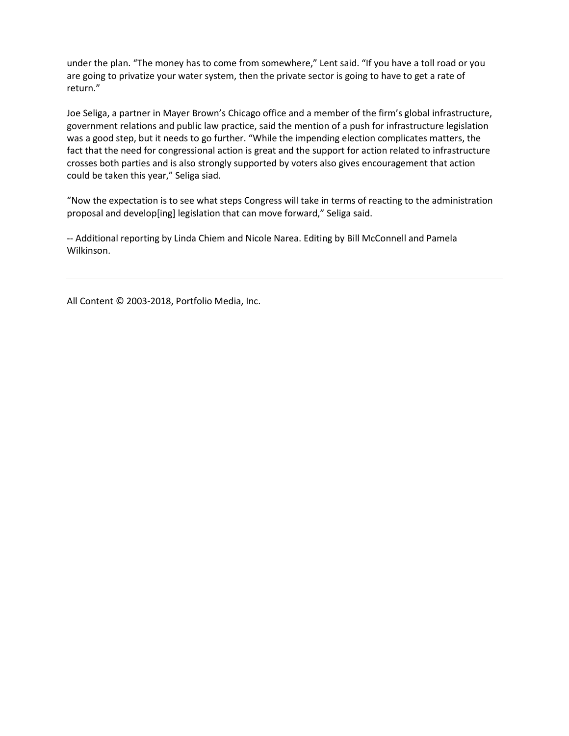under the plan. “The money has to come from somewhere,” Lent said. “If you have a toll road or you are going to privatize your water system, then the private sector is going to have to get a rate of return.”

Joe Seliga, a partner in Mayer Brown’s Chicago office and a member of the firm’s global infrastructure, government relations and public law practice, said the mention of a push for infrastructure legislation was a good step, but it needs to go further. “While the impending election complicates matters, the fact that the need for congressional action is great and the support for action related to infrastructure crosses both parties and is also strongly supported by voters also gives encouragement that action could be taken this year,” Seliga siad.

“Now the expectation is to see what steps Congress will take in terms of reacting to the administration proposal and develop[ing] legislation that can move forward,” Seliga said.

-- Additional reporting by Linda Chiem and Nicole Narea. Editing by Bill McConnell and Pamela Wilkinson.

---

All Content © 2003-2018, Portfolio Media, Inc.